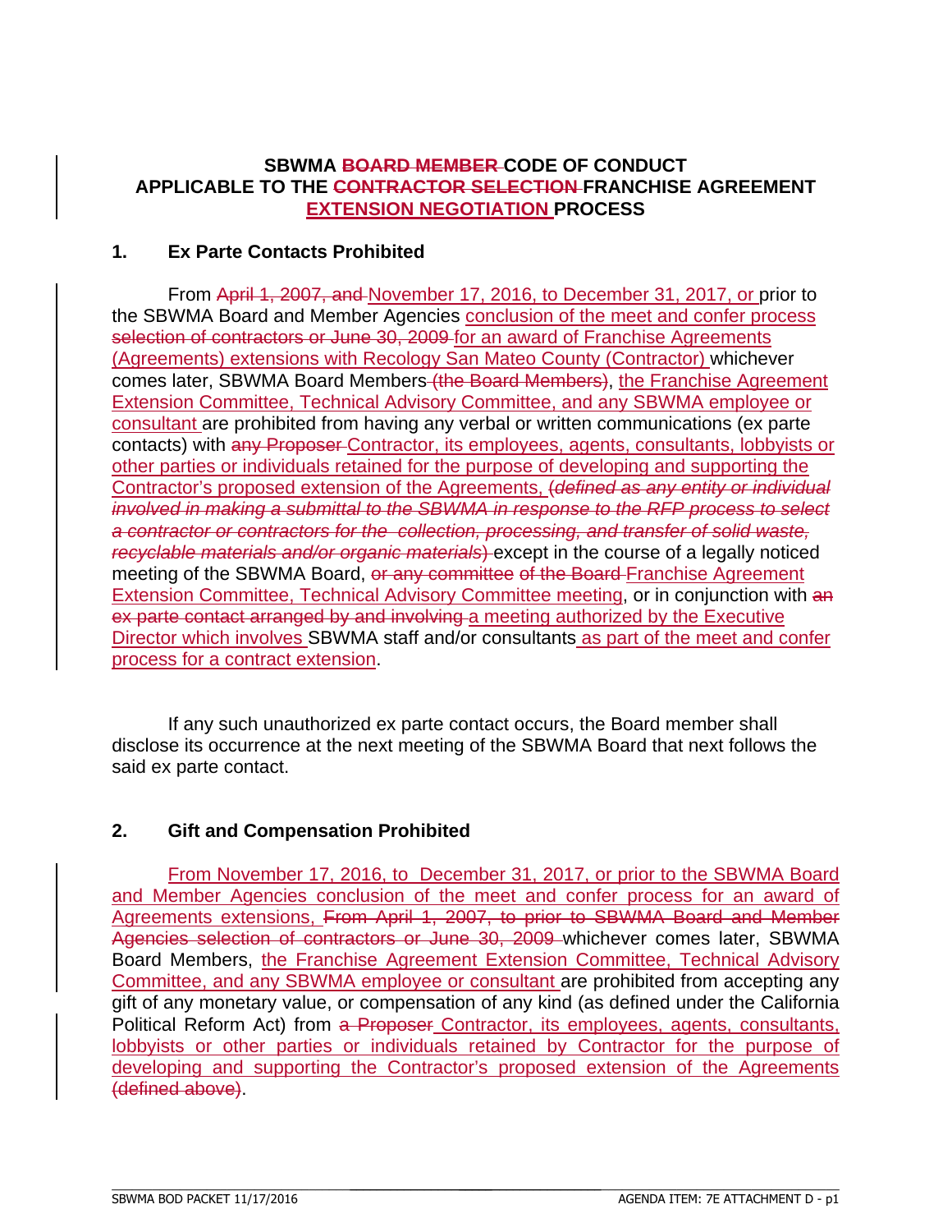**SBWMA ~~BOARD MEMBER~~ CODE OF CONDUCT**
**APPLICABLE TO THE ~~CONTRACTOR SELECTION~~ FRANCHISE AGREEMENT**
**<u>EXTENSION NEGOTIATION</u> PROCESS**

## 1. Ex Parte Contacts Prohibited

From ~~April 1, 2007, and~~ <u>November 17, 2016, to December 31, 2017, or</u> prior to the SBWMA Board and Member Agencies <u>conclusion of the meet and confer process</u> ~~selection of contractors or June 30, 2009~~ <u>for an award of Franchise Agreements (Agreements) extensions with Recology San Mateo County (Contractor)</u> whichever comes later, SBWMA Board Members ~~(the Board Members)~~, <u>the Franchise Agreement Extension Committee, Technical Advisory Committee, and any SBWMA employee or consultant</u> are prohibited from having any verbal or written communications (ex parte contacts) with ~~any Proposer~~ <u>Contractor, its employees, agents, consultants, lobbyists or other parties or individuals retained for the purpose of developing and supporting the Contractor's proposed extension of the Agreements,</u> ~~(*defined as any entity or individual involved in making a submittal to the SBWMA in response to the RFP process to select a contractor or contractors for the collection, processing, and transfer of solid waste, recyclable materials and/or organic materials*)~~ except in the course of a legally noticed meeting of the SBWMA Board, ~~or any committee of the Board~~ <u>Franchise Agreement Extension Committee, Technical Advisory Committee meeting</u>, or in conjunction with ~~an ex parte contact arranged by and involving~~ <u>a meeting authorized by the Executive Director which involves</u> SBWMA staff and/or consultants <u>as part of the meet and confer process for a contract extension</u>.

If any such unauthorized ex parte contact occurs, the Board member shall disclose its occurrence at the next meeting of the SBWMA Board that next follows the said ex parte contact.

## 2. Gift and Compensation Prohibited

<u>From November 17, 2016, to December 31, 2017, or prior to the SBWMA Board and Member Agencies conclusion of the meet and confer process for an award of Agreements extensions,</u> ~~From April 1, 2007, to prior to SBWMA Board and Member Agencies selection of contractors or June 30, 2009~~ whichever comes later, SBWMA Board Members, <u>the Franchise Agreement Extension Committee, Technical Advisory Committee, and any SBWMA employee or consultant</u> are prohibited from accepting any gift of any monetary value, or compensation of any kind (as defined under the California Political Reform Act) from ~~a Proposer~~ <u>Contractor, its employees, agents, consultants, lobbyists or other parties or individuals retained by Contractor for the purpose of developing and supporting the Contractor's proposed extension of the Agreements</u> ~~(defined above)~~.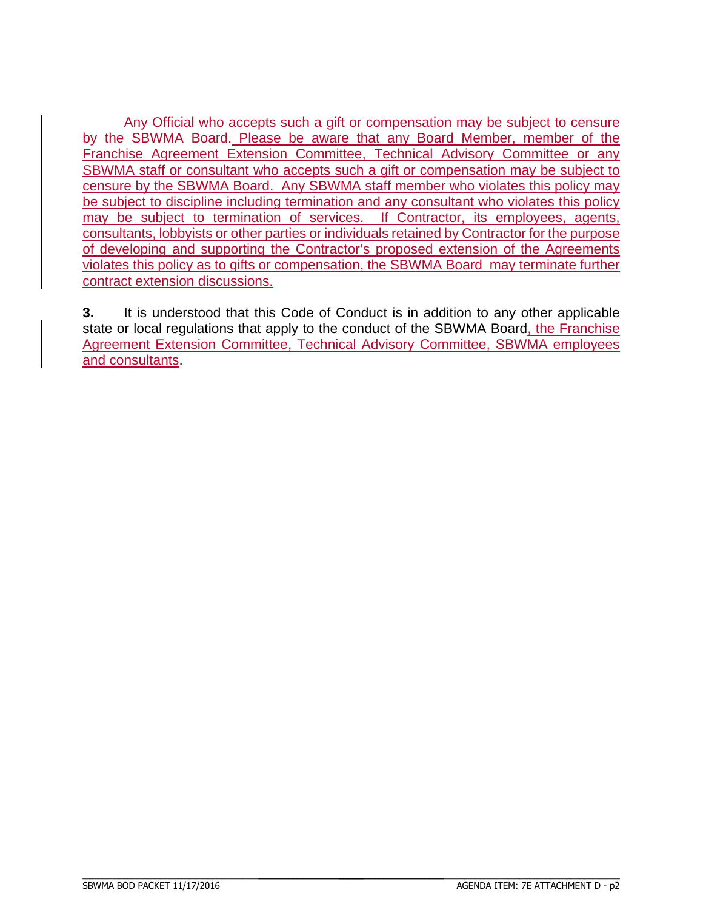~~Any Official who accepts such a gift or compensation may be subject to censure by the SBWMA Board.~~ Please be aware that any Board Member, member of the Franchise Agreement Extension Committee, Technical Advisory Committee or any SBWMA staff or consultant who accepts such a gift or compensation may be subject to censure by the SBWMA Board. Any SBWMA staff member who violates this policy may be subject to discipline including termination and any consultant who violates this policy may be subject to termination of services. If Contractor, its employees, agents, consultants, lobbyists or other parties or individuals retained by Contractor for the purpose of developing and supporting the Contractor's proposed extension of the Agreements violates this policy as to gifts or compensation, the SBWMA Board may terminate further contract extension discussions.

**3.** It is understood that this Code of Conduct is in addition to any other applicable state or local regulations that apply to the conduct of the SBWMA Board, the Franchise Agreement Extension Committee, Technical Advisory Committee, SBWMA employees and consultants.